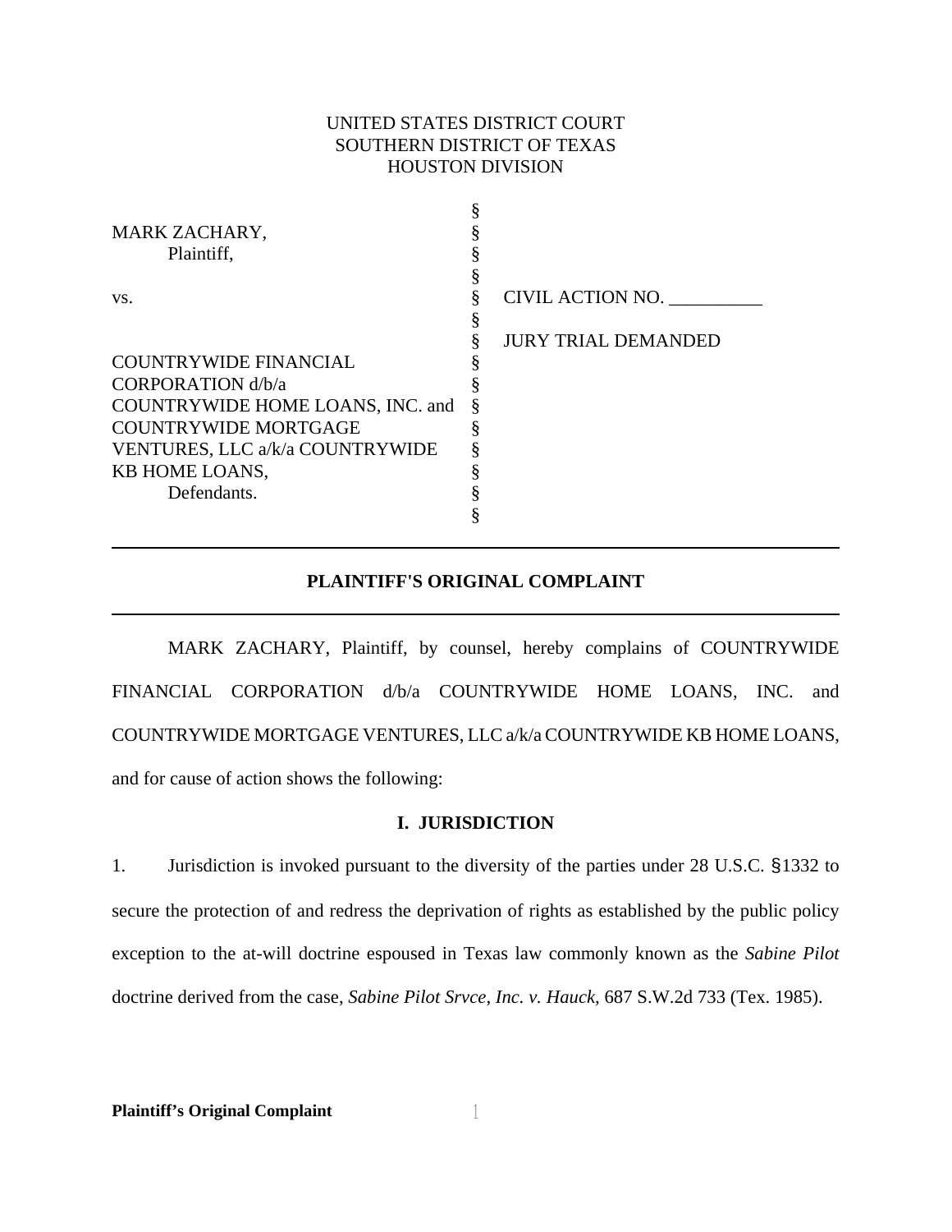UNITED STATES DISTRICT COURT
SOUTHERN DISTRICT OF TEXAS
HOUSTON DIVISION

| | | |
|---|---|---|
| MARK ZACHARY,<br>Plaintiff, | § | |
| vs. | § | CIVIL ACTION NO. __________ |
| | § | JURY TRIAL DEMANDED |
| COUNTRYWIDE FINANCIAL CORPORATION d/b/a COUNTRYWIDE HOME LOANS, INC. and COUNTRYWIDE MORTGAGE VENTURES, LLC a/k/a COUNTRYWIDE KB HOME LOANS,<br>Defendants. | § | |

---

**PLAINTIFF'S ORIGINAL COMPLAINT**

---

MARK ZACHARY, Plaintiff, by counsel, hereby complains of COUNTRYWIDE FINANCIAL CORPORATION d/b/a COUNTRYWIDE HOME LOANS, INC. and COUNTRYWIDE MORTGAGE VENTURES, LLC a/k/a COUNTRYWIDE KB HOME LOANS, and for cause of action shows the following:

## I. JURISDICTION

1. Jurisdiction is invoked pursuant to the diversity of the parties under 28 U.S.C. §1332 to secure the protection of and redress the deprivation of rights as established by the public policy exception to the at-will doctrine espoused in Texas law commonly known as the *Sabine Pilot* doctrine derived from the case, *Sabine Pilot Srvce, Inc. v. Hauck*, 687 S.W.2d 733 (Tex. 1985).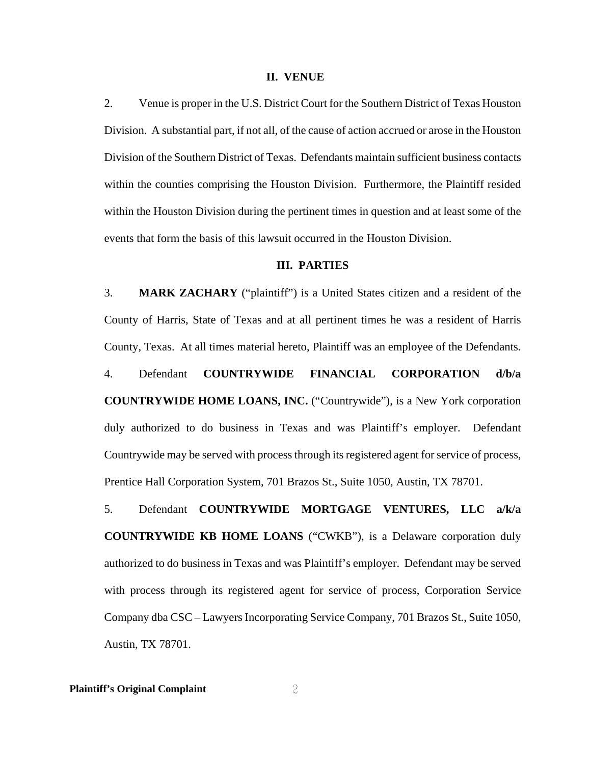## II. VENUE

2. Venue is proper in the U.S. District Court for the Southern District of Texas Houston Division. A substantial part, if not all, of the cause of action accrued or arose in the Houston Division of the Southern District of Texas. Defendants maintain sufficient business contacts within the counties comprising the Houston Division. Furthermore, the Plaintiff resided within the Houston Division during the pertinent times in question and at least some of the events that form the basis of this lawsuit occurred in the Houston Division.

## III. PARTIES

3. **MARK ZACHARY** ("plaintiff") is a United States citizen and a resident of the County of Harris, State of Texas and at all pertinent times he was a resident of Harris County, Texas. At all times material hereto, Plaintiff was an employee of the Defendants.

4. Defendant **COUNTRYWIDE FINANCIAL CORPORATION d/b/a COUNTRYWIDE HOME LOANS, INC.** ("Countrywide"), is a New York corporation duly authorized to do business in Texas and was Plaintiff's employer. Defendant Countrywide may be served with process through its registered agent for service of process, Prentice Hall Corporation System, 701 Brazos St., Suite 1050, Austin, TX 78701.

5. Defendant **COUNTRYWIDE MORTGAGE VENTURES, LLC a/k/a COUNTRYWIDE KB HOME LOANS** ("CWKB"), is a Delaware corporation duly authorized to do business in Texas and was Plaintiff's employer. Defendant may be served with process through its registered agent for service of process, Corporation Service Company dba CSC – Lawyers Incorporating Service Company, 701 Brazos St., Suite 1050, Austin, TX 78701.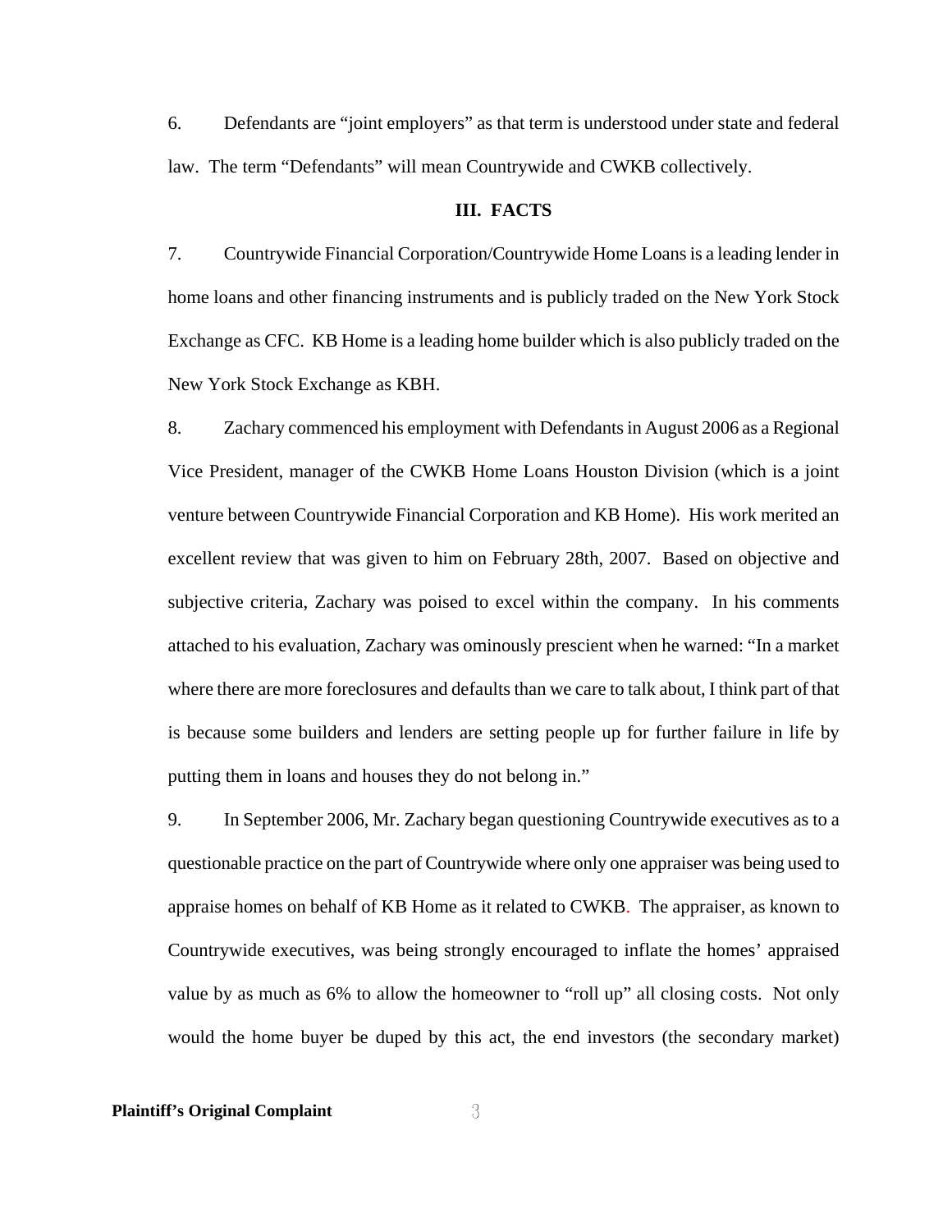6. Defendants are "joint employers" as that term is understood under state and federal law. The term "Defendants" will mean Countrywide and CWKB collectively.

## III. FACTS

7. Countrywide Financial Corporation/Countrywide Home Loans is a leading lender in home loans and other financing instruments and is publicly traded on the New York Stock Exchange as CFC. KB Home is a leading home builder which is also publicly traded on the New York Stock Exchange as KBH.

8. Zachary commenced his employment with Defendants in August 2006 as a Regional Vice President, manager of the CWKB Home Loans Houston Division (which is a joint venture between Countrywide Financial Corporation and KB Home). His work merited an excellent review that was given to him on February 28th, 2007. Based on objective and subjective criteria, Zachary was poised to excel within the company. In his comments attached to his evaluation, Zachary was ominously prescient when he warned: "In a market where there are more foreclosures and defaults than we care to talk about, I think part of that is because some builders and lenders are setting people up for further failure in life by putting them in loans and houses they do not belong in."

9. In September 2006, Mr. Zachary began questioning Countrywide executives as to a questionable practice on the part of Countrywide where only one appraiser was being used to appraise homes on behalf of KB Home as it related to CWKB. The appraiser, as known to Countrywide executives, was being strongly encouraged to inflate the homes' appraised value by as much as 6% to allow the homeowner to "roll up" all closing costs. Not only would the home buyer be duped by this act, the end investors (the secondary market)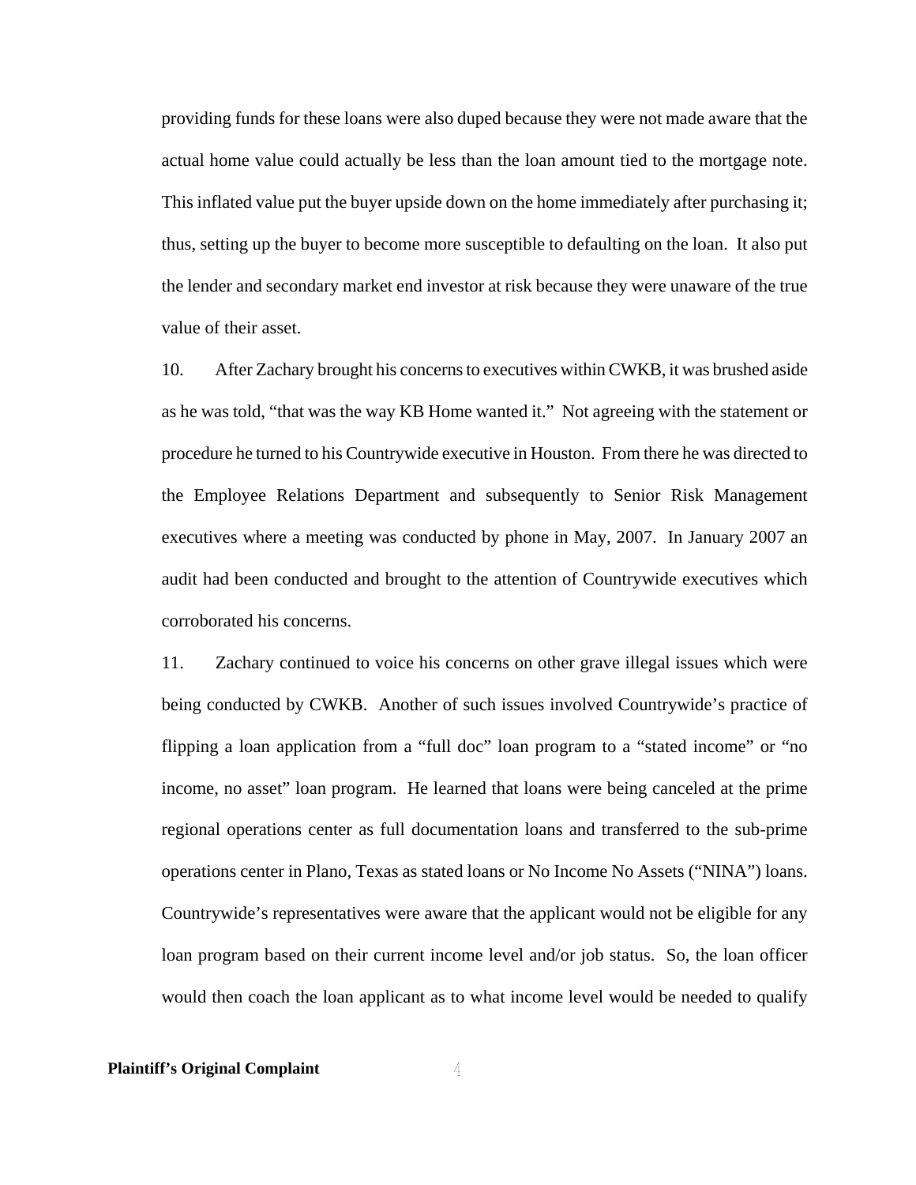providing funds for these loans were also duped because they were not made aware that the actual home value could actually be less than the loan amount tied to the mortgage note. This inflated value put the buyer upside down on the home immediately after purchasing it; thus, setting up the buyer to become more susceptible to defaulting on the loan. It also put the lender and secondary market end investor at risk because they were unaware of the true value of their asset.

10. After Zachary brought his concerns to executives within CWKB, it was brushed aside as he was told, "that was the way KB Home wanted it." Not agreeing with the statement or procedure he turned to his Countrywide executive in Houston. From there he was directed to the Employee Relations Department and subsequently to Senior Risk Management executives where a meeting was conducted by phone in May, 2007. In January 2007 an audit had been conducted and brought to the attention of Countrywide executives which corroborated his concerns.

11. Zachary continued to voice his concerns on other grave illegal issues which were being conducted by CWKB. Another of such issues involved Countrywide's practice of flipping a loan application from a "full doc" loan program to a "stated income" or "no income, no asset" loan program. He learned that loans were being canceled at the prime regional operations center as full documentation loans and transferred to the sub-prime operations center in Plano, Texas as stated loans or No Income No Assets ("NINA") loans. Countrywide's representatives were aware that the applicant would not be eligible for any loan program based on their current income level and/or job status. So, the loan officer would then coach the loan applicant as to what income level would be needed to qualify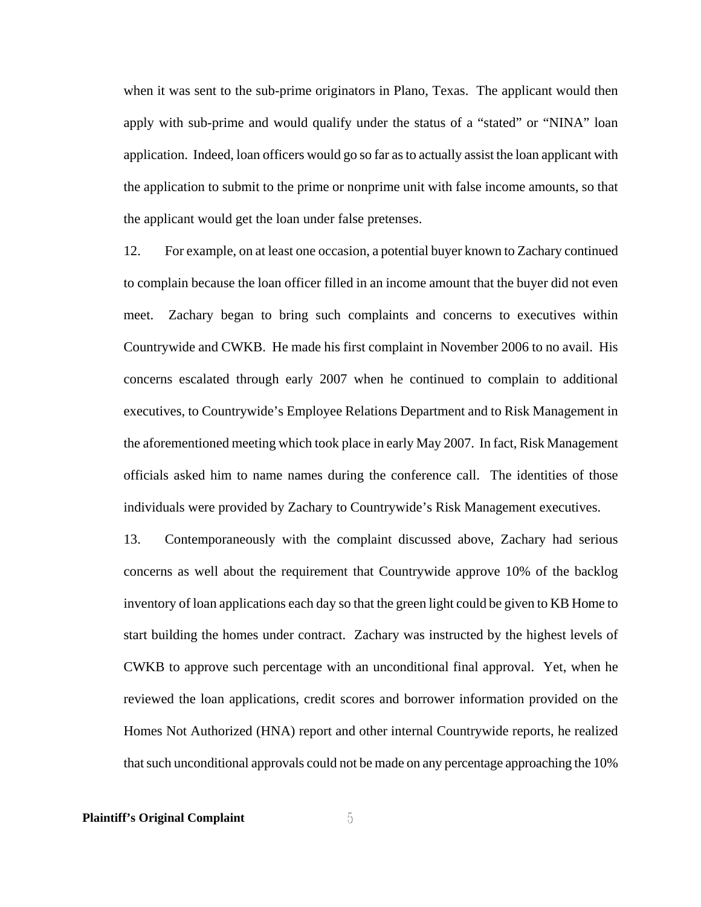when it was sent to the sub-prime originators in Plano, Texas. The applicant would then apply with sub-prime and would qualify under the status of a "stated" or "NINA" loan application. Indeed, loan officers would go so far as to actually assist the loan applicant with the application to submit to the prime or nonprime unit with false income amounts, so that the applicant would get the loan under false pretenses.

12. For example, on at least one occasion, a potential buyer known to Zachary continued to complain because the loan officer filled in an income amount that the buyer did not even meet. Zachary began to bring such complaints and concerns to executives within Countrywide and CWKB. He made his first complaint in November 2006 to no avail. His concerns escalated through early 2007 when he continued to complain to additional executives, to Countrywide's Employee Relations Department and to Risk Management in the aforementioned meeting which took place in early May 2007. In fact, Risk Management officials asked him to name names during the conference call. The identities of those individuals were provided by Zachary to Countrywide's Risk Management executives.

13. Contemporaneously with the complaint discussed above, Zachary had serious concerns as well about the requirement that Countrywide approve 10% of the backlog inventory of loan applications each day so that the green light could be given to KB Home to start building the homes under contract. Zachary was instructed by the highest levels of CWKB to approve such percentage with an unconditional final approval. Yet, when he reviewed the loan applications, credit scores and borrower information provided on the Homes Not Authorized (HNA) report and other internal Countrywide reports, he realized that such unconditional approvals could not be made on any percentage approaching the 10%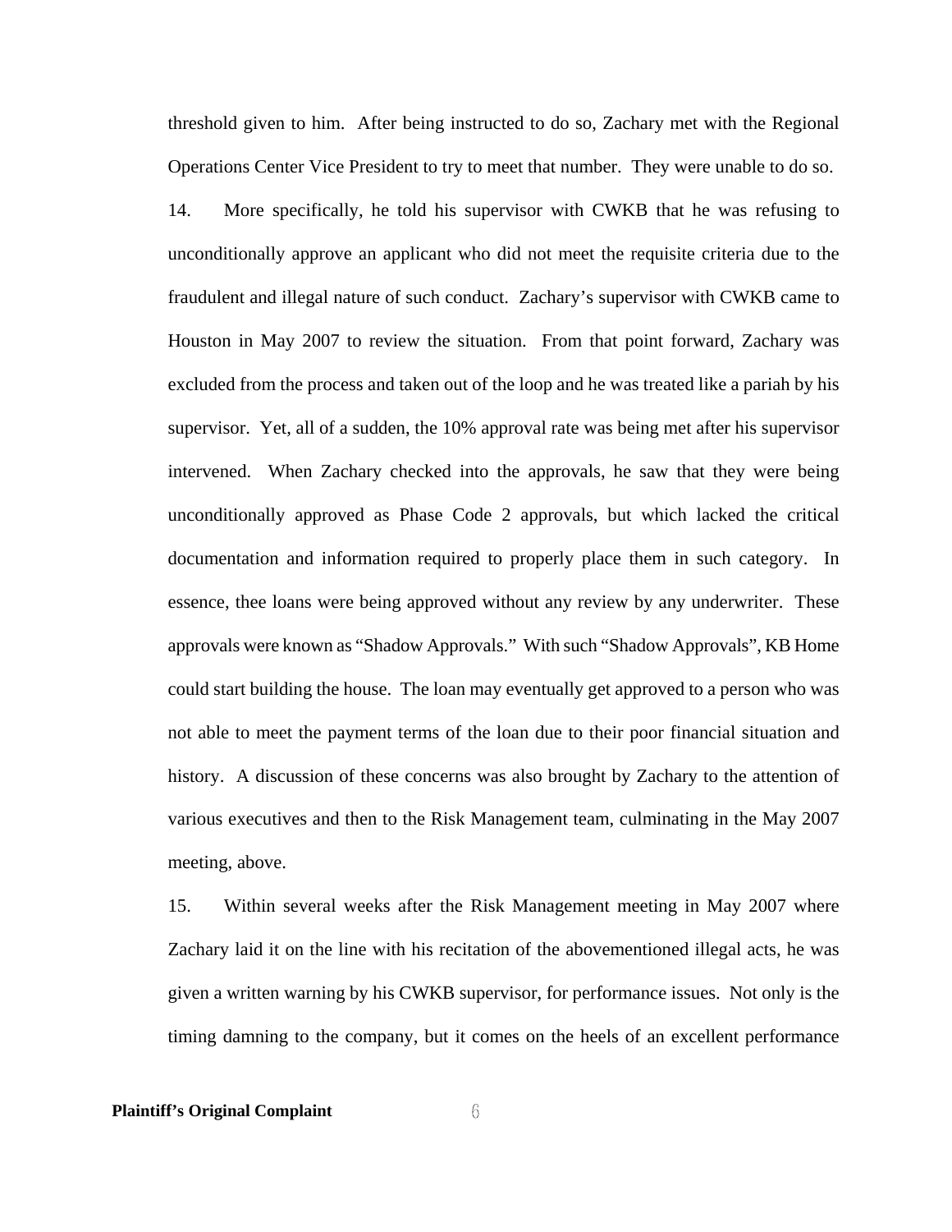threshold given to him. After being instructed to do so, Zachary met with the Regional Operations Center Vice President to try to meet that number. They were unable to do so.

14. More specifically, he told his supervisor with CWKB that he was refusing to unconditionally approve an applicant who did not meet the requisite criteria due to the fraudulent and illegal nature of such conduct. Zachary's supervisor with CWKB came to Houston in May 2007 to review the situation. From that point forward, Zachary was excluded from the process and taken out of the loop and he was treated like a pariah by his supervisor. Yet, all of a sudden, the 10% approval rate was being met after his supervisor intervened. When Zachary checked into the approvals, he saw that they were being unconditionally approved as Phase Code 2 approvals, but which lacked the critical documentation and information required to properly place them in such category. In essence, thee loans were being approved without any review by any underwriter. These approvals were known as "Shadow Approvals." With such "Shadow Approvals", KB Home could start building the house. The loan may eventually get approved to a person who was not able to meet the payment terms of the loan due to their poor financial situation and history. A discussion of these concerns was also brought by Zachary to the attention of various executives and then to the Risk Management team, culminating in the May 2007 meeting, above.

15. Within several weeks after the Risk Management meeting in May 2007 where Zachary laid it on the line with his recitation of the abovementioned illegal acts, he was given a written warning by his CWKB supervisor, for performance issues. Not only is the timing damning to the company, but it comes on the heels of an excellent performance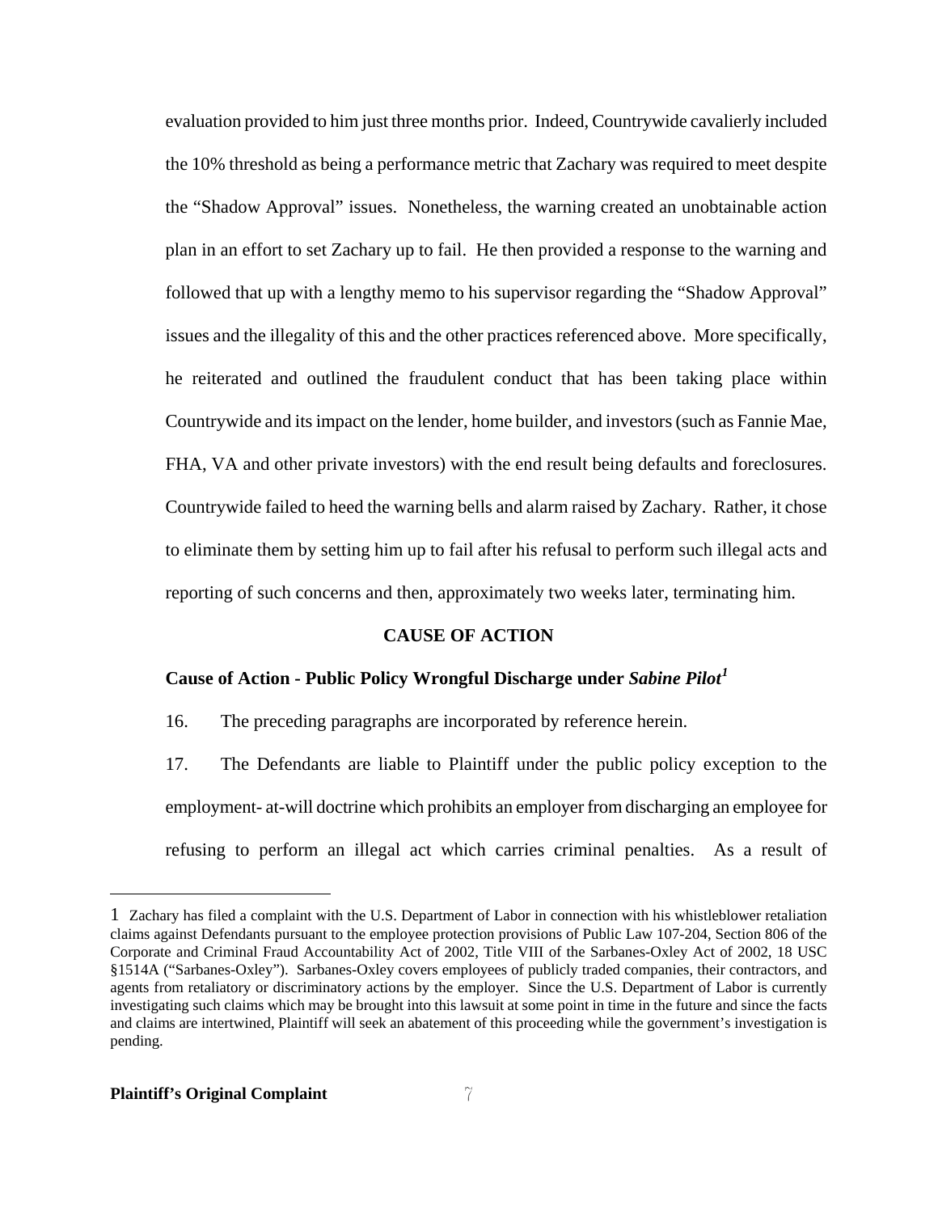evaluation provided to him just three months prior. Indeed, Countrywide cavalierly included the 10% threshold as being a performance metric that Zachary was required to meet despite the "Shadow Approval" issues. Nonetheless, the warning created an unobtainable action plan in an effort to set Zachary up to fail. He then provided a response to the warning and followed that up with a lengthy memo to his supervisor regarding the "Shadow Approval" issues and the illegality of this and the other practices referenced above. More specifically, he reiterated and outlined the fraudulent conduct that has been taking place within Countrywide and its impact on the lender, home builder, and investors (such as Fannie Mae, FHA, VA and other private investors) with the end result being defaults and foreclosures. Countrywide failed to heed the warning bells and alarm raised by Zachary. Rather, it chose to eliminate them by setting him up to fail after his refusal to perform such illegal acts and reporting of such concerns and then, approximately two weeks later, terminating him.

## CAUSE OF ACTION

### Cause of Action - Public Policy Wrongful Discharge under *Sabine Pilot*[1]

16. The preceding paragraphs are incorporated by reference herein.

17. The Defendants are liable to Plaintiff under the public policy exception to the employment- at-will doctrine which prohibits an employer from discharging an employee for refusing to perform an illegal act which carries criminal penalties. As a result of

---

1 Zachary has filed a complaint with the U.S. Department of Labor in connection with his whistleblower retaliation claims against Defendants pursuant to the employee protection provisions of Public Law 107-204, Section 806 of the Corporate and Criminal Fraud Accountability Act of 2002, Title VIII of the Sarbanes-Oxley Act of 2002, 18 USC §1514A ("Sarbanes-Oxley"). Sarbanes-Oxley covers employees of publicly traded companies, their contractors, and agents from retaliatory or discriminatory actions by the employer. Since the U.S. Department of Labor is currently investigating such claims which may be brought into this lawsuit at some point in time in the future and since the facts and claims are intertwined, Plaintiff will seek an abatement of this proceeding while the government's investigation is pending.

**Plaintiff's Original Complaint**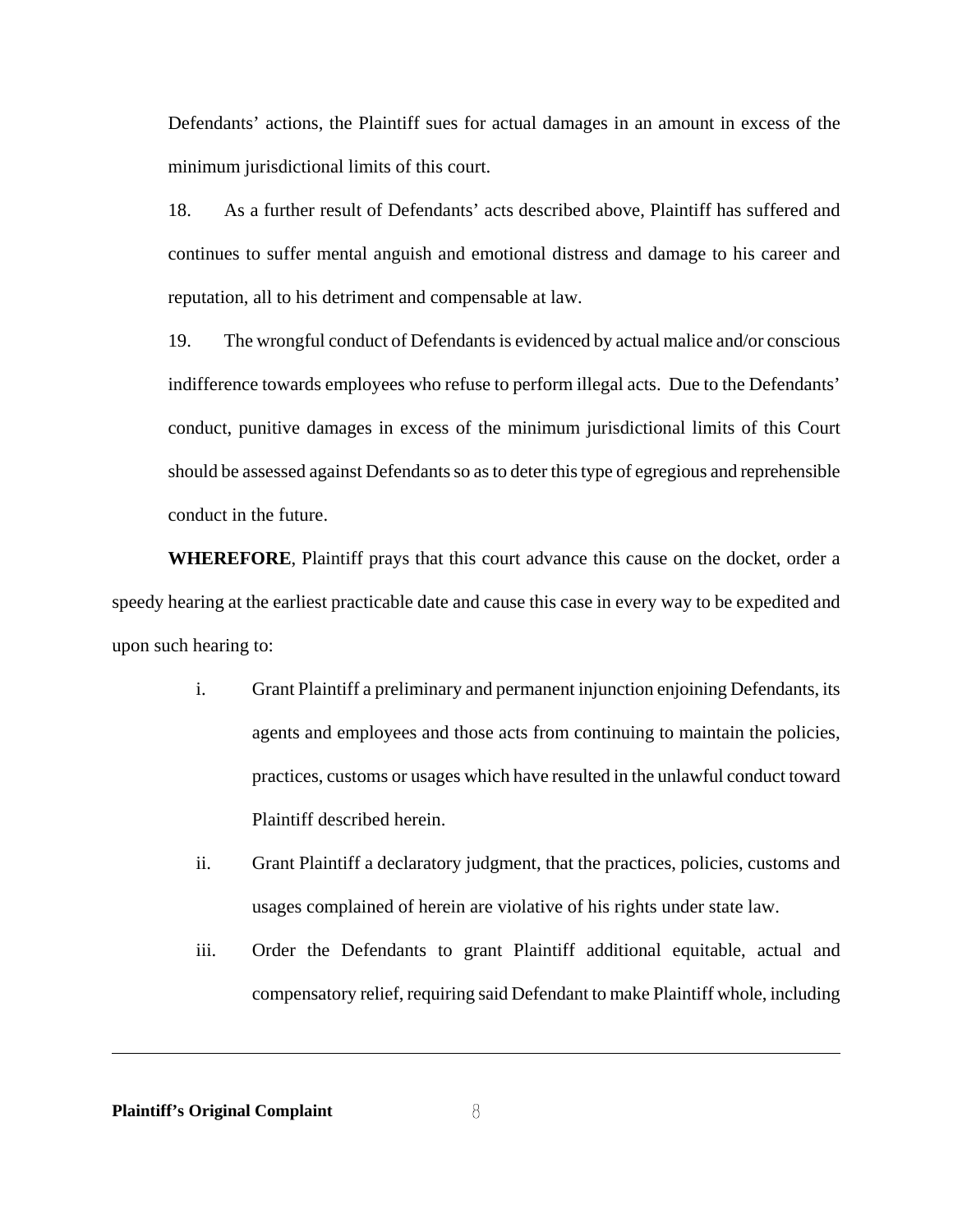Defendants' actions, the Plaintiff sues for actual damages in an amount in excess of the minimum jurisdictional limits of this court.

18. As a further result of Defendants' acts described above, Plaintiff has suffered and continues to suffer mental anguish and emotional distress and damage to his career and reputation, all to his detriment and compensable at law.

19. The wrongful conduct of Defendants is evidenced by actual malice and/or conscious indifference towards employees who refuse to perform illegal acts. Due to the Defendants' conduct, punitive damages in excess of the minimum jurisdictional limits of this Court should be assessed against Defendants so as to deter this type of egregious and reprehensible conduct in the future.

**WHEREFORE**, Plaintiff prays that this court advance this cause on the docket, order a speedy hearing at the earliest practicable date and cause this case in every way to be expedited and upon such hearing to:

i. Grant Plaintiff a preliminary and permanent injunction enjoining Defendants, its agents and employees and those acts from continuing to maintain the policies, practices, customs or usages which have resulted in the unlawful conduct toward Plaintiff described herein.

ii. Grant Plaintiff a declaratory judgment, that the practices, policies, customs and usages complained of herein are violative of his rights under state law.

iii. Order the Defendants to grant Plaintiff additional equitable, actual and compensatory relief, requiring said Defendant to make Plaintiff whole, including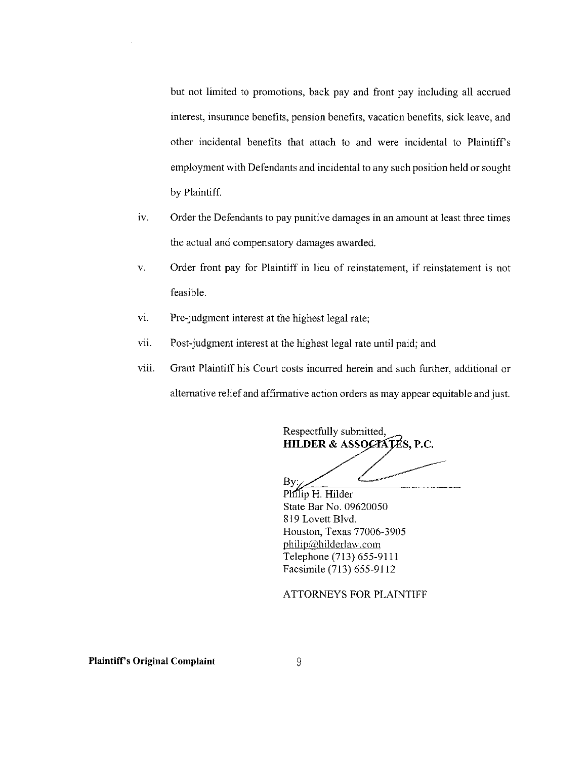but not limited to promotions, back pay and front pay including all accrued interest, insurance benefits, pension benefits, vacation benefits, sick leave, and other incidental benefits that attach to and were incidental to Plaintiff's employment with Defendants and incidental to any such position held or sought by Plaintiff.

iv. Order the Defendants to pay punitive damages in an amount at least three times the actual and compensatory damages awarded.

v. Order front pay for Plaintiff in lieu of reinstatement, if reinstatement is not feasible.

vi. Pre-judgment interest at the highest legal rate;

vii. Post-judgment interest at the highest legal rate until paid; and

viii. Grant Plaintiff his Court costs incurred herein and such further, additional or alternative relief and affirmative action orders as may appear equitable and just.

Respectfully submitted,
**HILDER & ASSOCIATES, P.C.**

By: ______________________
Philip H. Hilder
State Bar No. 09620050
819 Lovett Blvd.
Houston, Texas 77006-3905
philip@hilderlaw.com
Telephone (713) 655-9111
Facsimile (713) 655-9112

ATTORNEYS FOR PLAINTIFF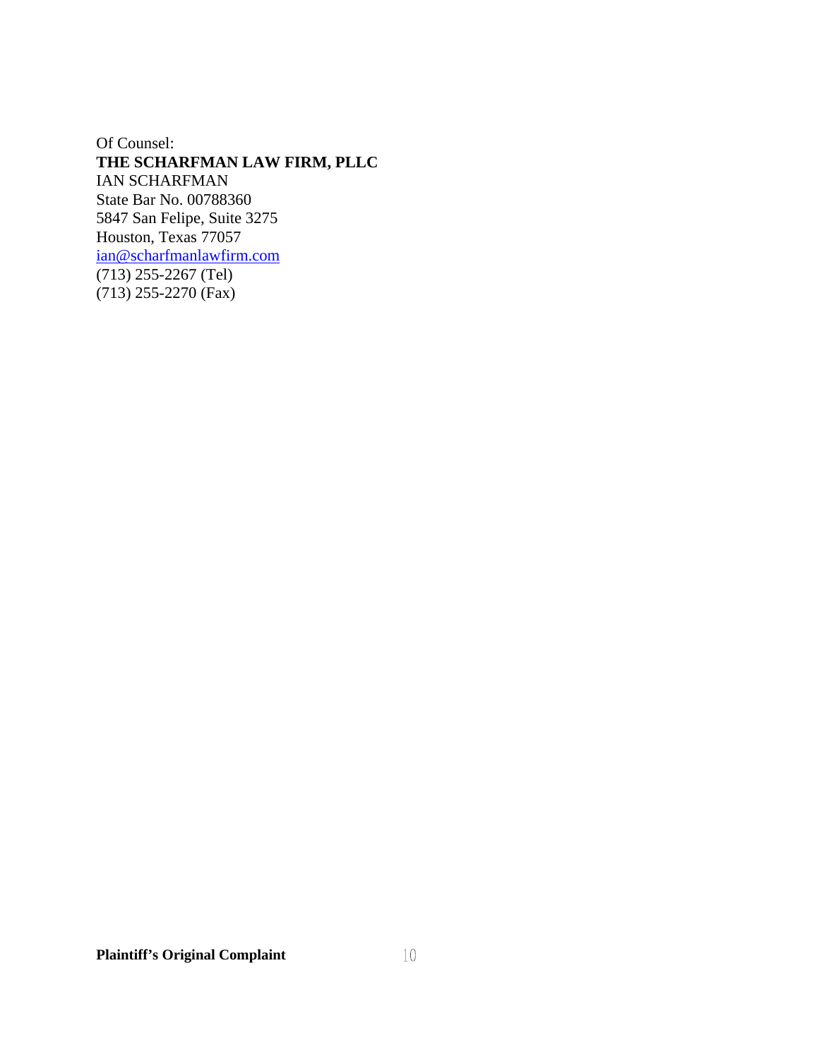Of Counsel:
**THE SCHARFMAN LAW FIRM, PLLC**
IAN SCHARFMAN
State Bar No. 00788360
5847 San Felipe, Suite 3275
Houston, Texas 77057
ian@scharfmanlawfirm.com
(713) 255-2267 (Tel)
(713) 255-2270 (Fax)